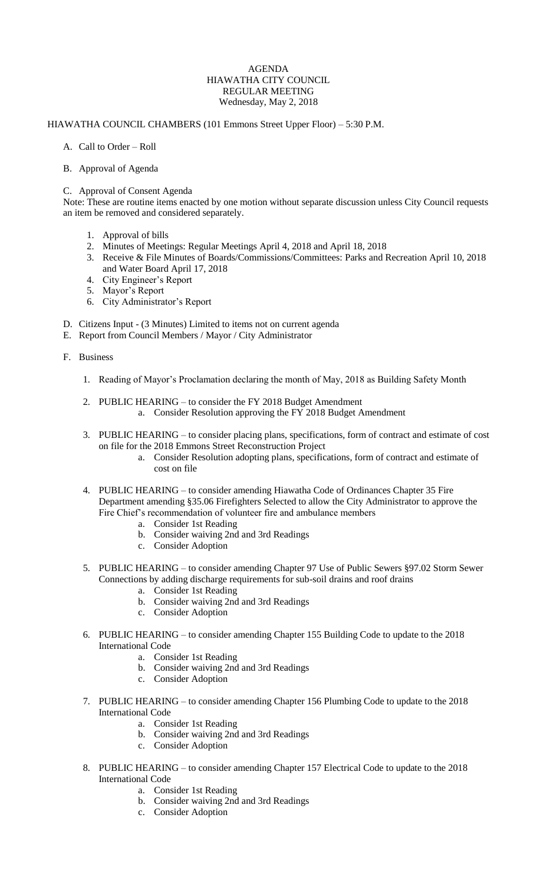# AGENDA
# HIAWATHA CITY COUNCIL
# REGULAR MEETING
Wednesday, May 2, 2018

HIAWATHA COUNCIL CHAMBERS (101 Emmons Street Upper Floor) – 5:30 P.M.

A. Call to Order – Roll

B. Approval of Agenda

C. Approval of Consent Agenda

Note: These are routine items enacted by one motion without separate discussion unless City Council requests an item be removed and considered separately.

1. Approval of bills
2. Minutes of Meetings: Regular Meetings April 4, 2018 and April 18, 2018
3. Receive & File Minutes of Boards/Commissions/Committees: Parks and Recreation April 10, 2018 and Water Board April 17, 2018
4. City Engineer's Report
5. Mayor's Report
6. City Administrator's Report

D. Citizens Input - (3 Minutes) Limited to items not on current agenda

E. Report from Council Members / Mayor / City Administrator

F. Business

1. Reading of Mayor's Proclamation declaring the month of May, 2018 as Building Safety Month

2. PUBLIC HEARING – to consider the FY 2018 Budget Amendment
   a. Consider Resolution approving the FY 2018 Budget Amendment

3. PUBLIC HEARING – to consider placing plans, specifications, form of contract and estimate of cost on file for the 2018 Emmons Street Reconstruction Project
   a. Consider Resolution adopting plans, specifications, form of contract and estimate of cost on file

4. PUBLIC HEARING – to consider amending Hiawatha Code of Ordinances Chapter 35 Fire Department amending §35.06 Firefighters Selected to allow the City Administrator to approve the Fire Chief's recommendation of volunteer fire and ambulance members
   a. Consider 1st Reading
   b. Consider waiving 2nd and 3rd Readings
   c. Consider Adoption

5. PUBLIC HEARING – to consider amending Chapter 97 Use of Public Sewers §97.02 Storm Sewer Connections by adding discharge requirements for sub-soil drains and roof drains
   a. Consider 1st Reading
   b. Consider waiving 2nd and 3rd Readings
   c. Consider Adoption

6. PUBLIC HEARING – to consider amending Chapter 155 Building Code to update to the 2018 International Code
   a. Consider 1st Reading
   b. Consider waiving 2nd and 3rd Readings
   c. Consider Adoption

7. PUBLIC HEARING – to consider amending Chapter 156 Plumbing Code to update to the 2018 International Code
   a. Consider 1st Reading
   b. Consider waiving 2nd and 3rd Readings
   c. Consider Adoption

8. PUBLIC HEARING – to consider amending Chapter 157 Electrical Code to update to the 2018 International Code
   a. Consider 1st Reading
   b. Consider waiving 2nd and 3rd Readings
   c. Consider Adoption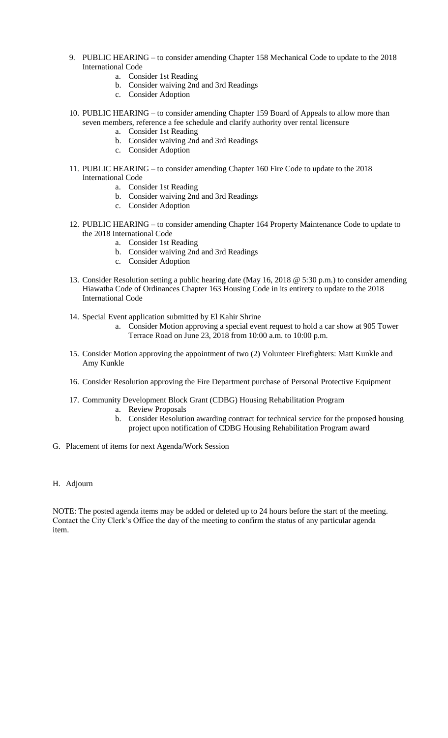9. PUBLIC HEARING – to consider amending Chapter 158 Mechanical Code to update to the 2018 International Code
    a. Consider 1st Reading
    b. Consider waiving 2nd and 3rd Readings
    c. Consider Adoption

10. PUBLIC HEARING – to consider amending Chapter 159 Board of Appeals to allow more than seven members, reference a fee schedule and clarify authority over rental licensure
    a. Consider 1st Reading
    b. Consider waiving 2nd and 3rd Readings
    c. Consider Adoption

11. PUBLIC HEARING – to consider amending Chapter 160 Fire Code to update to the 2018 International Code
    a. Consider 1st Reading
    b. Consider waiving 2nd and 3rd Readings
    c. Consider Adoption

12. PUBLIC HEARING – to consider amending Chapter 164 Property Maintenance Code to update to the 2018 International Code
    a. Consider 1st Reading
    b. Consider waiving 2nd and 3rd Readings
    c. Consider Adoption

13. Consider Resolution setting a public hearing date (May 16, 2018 @ 5:30 p.m.) to consider amending Hiawatha Code of Ordinances Chapter 163 Housing Code in its entirety to update to the 2018 International Code

14. Special Event application submitted by El Kahir Shrine
    a. Consider Motion approving a special event request to hold a car show at 905 Tower Terrace Road on June 23, 2018 from 10:00 a.m. to 10:00 p.m.

15. Consider Motion approving the appointment of two (2) Volunteer Firefighters: Matt Kunkle and Amy Kunkle

16. Consider Resolution approving the Fire Department purchase of Personal Protective Equipment

17. Community Development Block Grant (CDBG) Housing Rehabilitation Program
    a. Review Proposals
    b. Consider Resolution awarding contract for technical service for the proposed housing project upon notification of CDBG Housing Rehabilitation Program award

G. Placement of items for next Agenda/Work Session

H. Adjourn

NOTE: The posted agenda items may be added or deleted up to 24 hours before the start of the meeting. Contact the City Clerk's Office the day of the meeting to confirm the status of any particular agenda item.